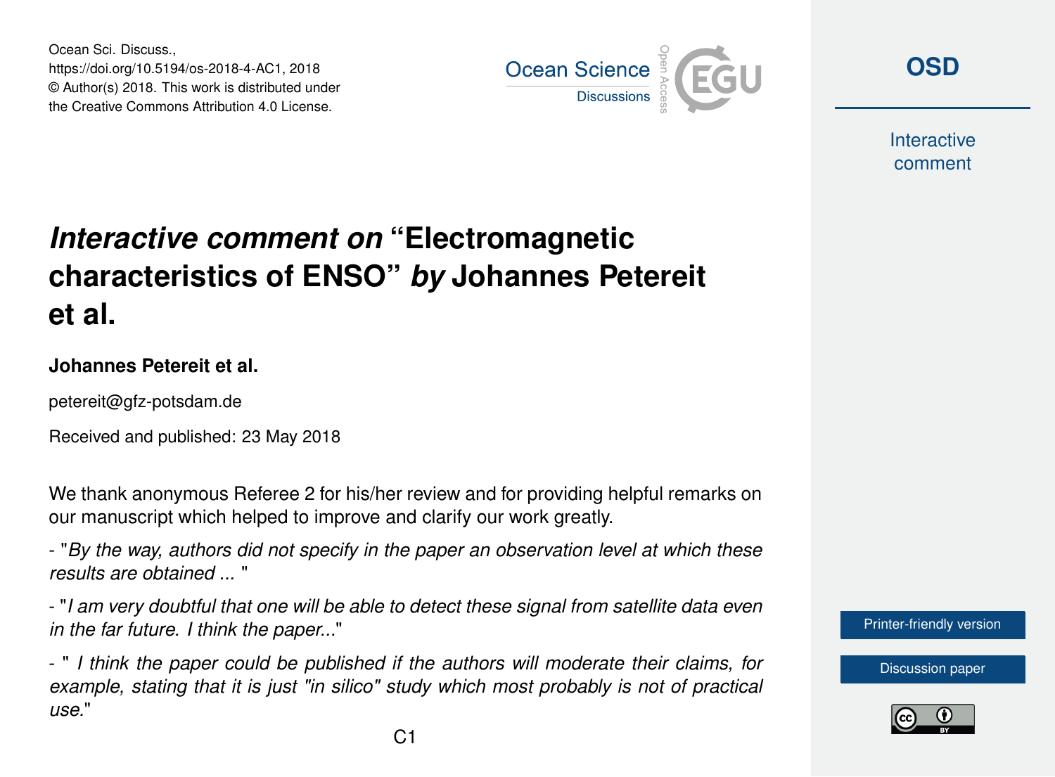Ocean Sci. Discuss.,
https://doi.org/10.5194/os-2018-4-AC1, 2018
© Author(s) 2018. This work is distributed under
the Creative Commons Attribution 4.0 License.

# *Interactive comment on* "Electromagnetic characteristics of ENSO" *by* Johannes Petereit et al.

**Johannes Petereit et al.**

petereit@gfz-potsdam.de

Received and published: 23 May 2018

We thank anonymous Referee 2 for his/her review and for providing helpful remarks on our manuscript which helped to improve and clarify our work greatly.

- "*By the way, authors did not specify in the paper an observation level at which these results are obtained ...* "

- "*I am very doubtful that one will be able to detect these signal from satellite data even in the far future. I think the paper...*"

- " *I think the paper could be published if the authors will moderate their claims, for example, stating that it is just "in silico" study which most probably is not of practical use.*"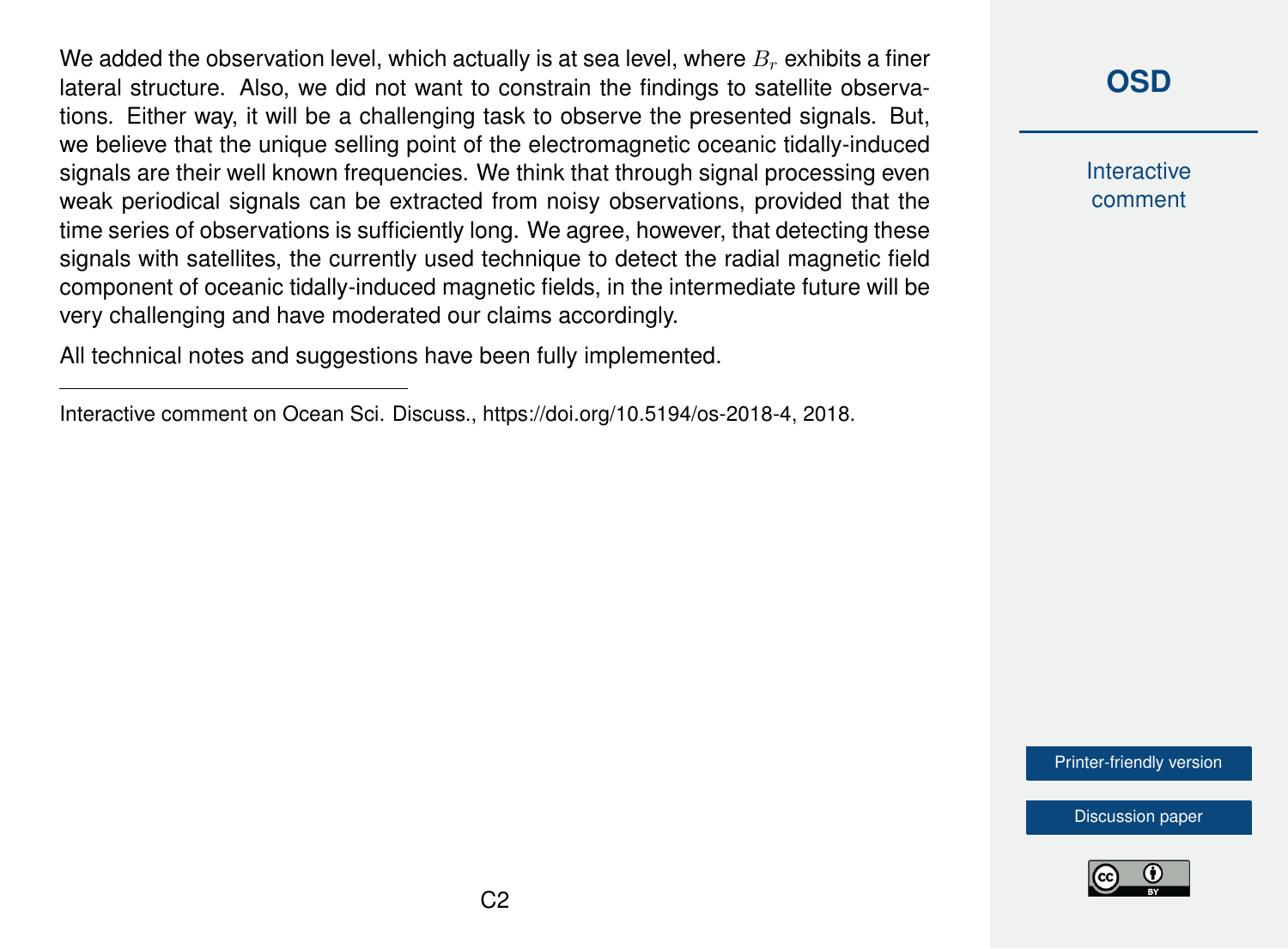We added the observation level, which actually is at sea level, where $B_r$ exhibits a finer lateral structure. Also, we did not want to constrain the findings to satellite observations. Either way, it will be a challenging task to observe the presented signals. But, we believe that the unique selling point of the electromagnetic oceanic tidally-induced signals are their well known frequencies. We think that through signal processing even weak periodical signals can be extracted from noisy observations, provided that the time series of observations is sufficiently long. We agree, however, that detecting these signals with satellites, the currently used technique to detect the radial magnetic field component of oceanic tidally-induced magnetic fields, in the intermediate future will be very challenging and have moderated our claims accordingly.

All technical notes and suggestions have been fully implemented.

---

Interactive comment on Ocean Sci. Discuss., https://doi.org/10.5194/os-2018-4, 2018.